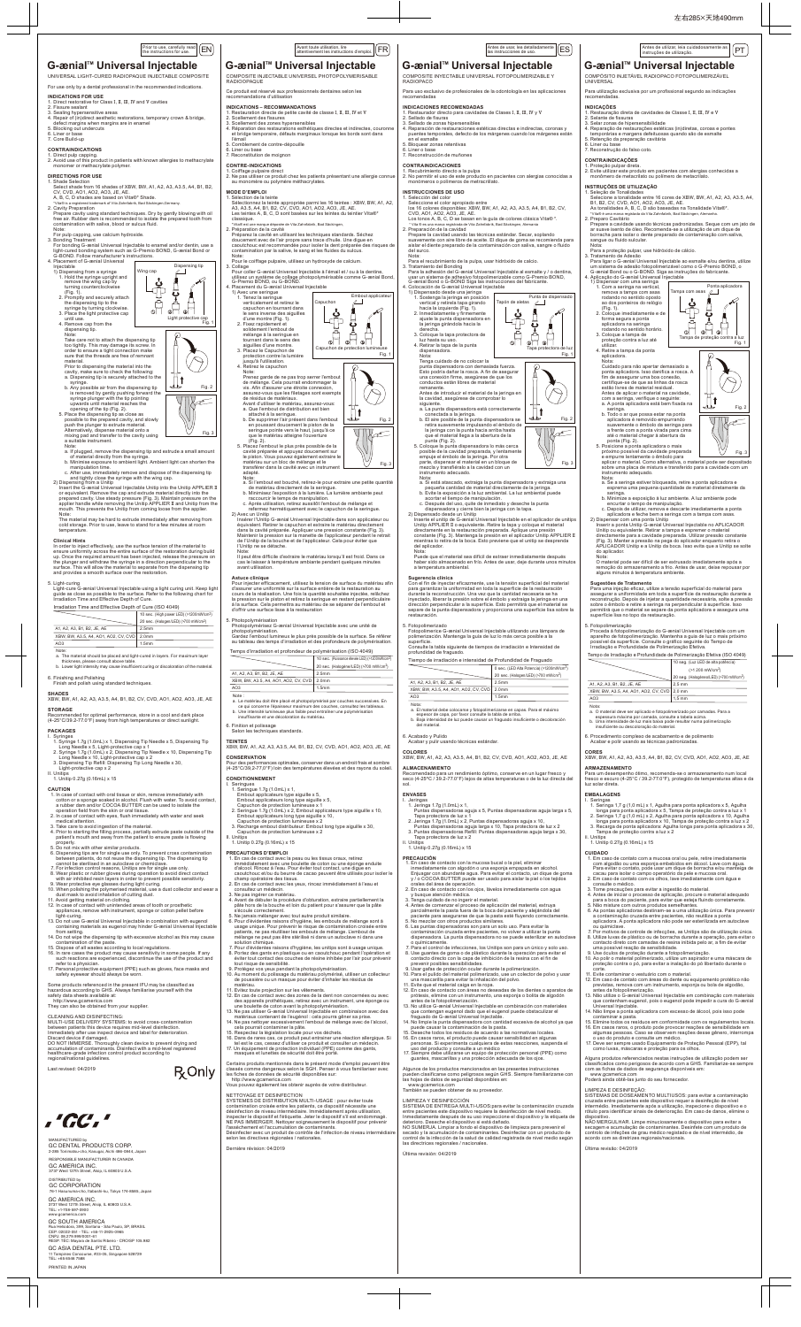左右285×天地490mm

Prior to use, carefully read the instructions for use. EN

# G-ænial™ Universal Injectable

UNIVERSAL LIGHT-CURED RADIOPAQUE INJECTABLE COMPOSITE

For use only by a dental professional in the recommended indications.

## INDICATIONS FOR USE

1. Direct restorations for Class I, II, III, IV and V cavities
2. Fissure sealant
3. Sealing hypersensitive areas
4. Repair of [indirect aesthetic restorations, temporary crown & bridge, defect margins when margins are in enamel]
5. Blocking out undercuts
6. Liner or base
7. Core Build-up

## CONTRAINDICATIONS

1. Direct pulp capping.
2. Avoid use of this product in patients with known allergies to methacrylate monomer or methacrylate polymer.

## DIRECTIONS FOR USE

1. Shade Selection
   Select shade from 16 shades of XBW, BW, A1, A2, A3, A3.5, A4, B1, B2, CV, CVD, AO1, AO2, AO3, JE, AE.
   A, B, C, D shades are based on Vita®* Shade.
   *Vita® is a registered trademark of Vita Zahnfabrik, Bad Säckingen Germany.
2. Cavity Preparation
   Prepare cavity using standard techniques. Dry by gently blowing with oil free air. Rubber dam is recommended to isolate the prepared tooth from contamination with saliva, blood or sulcus fluid.
   Note:
   For pulp capping, use calcium hydroxide.
3. Bonding Treatment
   For bonding G-ænial Universal Injectable to enamel and/or dentin, use a light-cured bonding system such as G-Premio BOND, G-ænial Bond or G-BOND. Follow manufacturer's instructions.
4. Placement of G-ænial Universal Injectable
   1) Dispensing from a syringe
      a. Hold the syringe upright and remove the wing cap by turning counterclockwise (Fig. 1).
      b. Promptly and securely attach the dispensing tip to the syringe by turning clockwise.
      c. Place the light protective cap until use.
      d. Remove cap from the dispensing tip.
      Note:
      Take care not to attach the dispensing tip too tightly. This may damage its screw. In order to ensure a tight connection make sure that the threads are free of remnant material.
      Prior to dispensing the material into the cavity, make sure to check the following.
      a. Dispensing tip is securely attached to the syringe.
      b. Any possible air from the dispensing tip is removed by gently pushing forward the syringe plunger with the tip pointing upwards until material reaches the opening of the tip (Fig. 2).
   5) Place the dispensing tip as close as possible to the prepared cavity and slowly push the plunger to extrude material. Alternatively, dispense material onto a mixing pad and transfer to the cavity using a suitable instrument.
      Note:
      a. If plugged, remove the dispensing tip and extrude a small amount of material directly from the syringe.
      b. Minimize exposure to ambient light. Ambient light can shorten the manipulation time.
      c. After use, immediately remove and dispose of the dispensing tip and tightly close the syringe with the wing cap.
   2) Dispensing from a unitip
      Insert the G-ænial Universal Injectable Unitip into the Unitip APPLIER II or equivalent. Remove the cap and extrude material directly into the prepared cavity. Use steady pressure (Fig. 3). Maintain pressure on the applier handle while removing the Unitip APPLIER II and the Unitip from the mouth. This prevents the Unitip from coming loose from the applier.
      Note:
      The material may be hard to extrude immediately after removing from cold storage. Prior to use, leave to stand for a few minutes at room temperature.

Wing cap · Dispensing tip · Light protective cap · Fig. 1 · Fig. 2 · Fig. 3

### Clinical Hints

In order to inject effectively, use the surface tension of the material to ensure uniformity across the entire surface of the restoration during build up. Once the required amount has been injected, release the pressure on the plunger and withdraw the syringe in a vertical direction to the surface. This will allow the material to separate from the dispensing tip and provides a smooth surface over the restoration.

5. Light-curing
   Light-cure G-ænial Universal Injectable using a light curing unit. Keep light guide tip as close as possible to the surface. Refer to the following chart for Irradiation Time and Effective Depth of Cure.

Irradiation Time and Effective Depth of Cure (ISO 4049)

| | 10 sec. (High power LED) (>1200mW/cm²) / 20 sec. (Halogen/LED) (>700 mW/cm²) |
|---|---|
| A1, A2, A3, B1, B2, JE, AE | 2.5mm |
| XBW, BW, A3.5, A4, AO1, AO2, CV, CVD | 2.0mm |
| AO3 | 1.5mm |

Note:
a. The material should be placed and light-cured in layers. For maximum layer thickness, please consult above table.
b. Lower light intensity may cause insufficient curing or discoloration of the material.

6. Finishing and Polishing
   Finish and polish using standard techniques.

## SHADES

XBW, BW, A1, A2, A3, A3.5, A4, B1, B2, CV, CVD, AO1, AO2, AO3, JE, AE

## STORAGE

Recommended for optimal performance, store in a cool and dark place (4-25°C/39.2-77.0°F) away from high temperatures or direct sunlight.

## PACKAGES

I. Syringes
   1. Syringe 1.7g (1.0mL) x 1, Dispensing Tip Needle x 5, Dispensing Tip Long Needle x 5, Light-protective cap x 1
   2. Syringe 1.7g (1.0mL) x 2, Dispensing Tip Needle x 10, Dispensing Tip Long Needle x 10, Light-protective cap x 2
   3. Dispensing Tip Refill: Dispensing Tip Long Needle x 30, Light-protective cap x 2
II. Unitips
   1. Unitip 0.27g (0.16mL) x 15

## CAUTION

1. In case of contact with oral tissue or skin, remove immediately with cotton or a sponge soaked in alcohol. Flush with water. To avoid contact, a rubber dam and/or COCOA BUTTER can be used to isolate the operation field from the skin or oral tissue.
2. In case of contact with eyes, flush immediately with water and seek medical attention.
3. Take care to avoid ingestion of the material.
4. Prior to starting the filling process, partially extrude paste outside of the patient's mouth and away from the patient to ensure paste is flowing properly.
5. Do not mix with other similar products.
6. Dispensing tips are for single use only. To prevent cross contamination between patients, do not reuse the dispensing tip. The dispensing tip cannot be sterilised in an autoclave or chemiclave.
7. For infection control reasons, Unitips are for single use only.
8. Wear plastic or rubber gloves during operation to avoid direct contact with air inhibition resin layers in order to prevent possible sensitivity.
9. Wear protective eye glasses during light curing.
10. When polishing the polymerised material, use a dust collector and wear a dust mask to avoid inhalation of cutting dust.
11. Avoid getting material on clothing.
12. In case of contact with unintended areas of tooth or prosthetic appliances, remove with instrument, sponge or cotton pellet before light-curing.
13. Do not use G-ænial Universal Injectable in combination with eugenol containing materials as eugenol may hinder G-ænial Universal Injectable from setting.
14. Do not wipe the dispensing tip with excessive alcohol as this may cause contamination of the paste.
15. Dispose of all wastes according to local regulations.
16. In rare cases the product may cause sensitivity in some people. If any such reactions are experienced, discontinue the use of the product and refer to a physician.
17. Personal protective equipment (PPE) such as gloves, face masks and safety eyewear should always be worn.

Some products referenced in the present IFU may be classified as hazardous according to GHS. Always familiarise yourself with the safety data sheets available at:
http://www.gceurope.com
They can also be obtained from your supplier.

CLEANING AND DISINFECTING:
MULTI-USE DELIVERY SYSTEMS: to avoid cross-contamination between patients this device requires mid-level disinfection. Immediately after use inspect device and label for deterioration. Discard device if damaged.
DO NOT IMMERSE. Thoroughly clean device to prevent drying and accumulation of contaminants. Disinfect with a mid-level registered healthcare-grade infection control product according to regional/national guidelines.

Last revised: 04/2019

℞Only

MANUFACTURED by
GC DENTAL PRODUCTS CORP.
2-285 Toriimatsu-cho, Kasugai, Aichi 486-0844, Japan

RESPONSIBLE MANUFACTURER IN CANADA
GC AMERICA INC.
3737 West 127th Street, Alsip, IL 60803 U.S.A.

DISTRIBUTED by
GC CORPORATION
76-1 Hasunuma-cho, Itabashi-ku, Tokyo 174-8585, Japan

GC AMERICA INC.
3737 West 127th Street, Alsip, IL 60803 U.S.A.
TEL: +1-708-597-0900
www.gcamerica.com

GC SOUTH AMERICA
Rua Heliodora, 399, Santana - São Paulo, SP, BRASIL
CEP: 02022-051 TEL: +55-11-2925-0965
CNPJ: 08.279.999/0001-61
RESP. TÉC: Mayara de Santis Ribeiro - CRO/SP 105.840

GC ASIA DENTAL PTE. LTD.
11 Tampines Concourse, #03-05, Singapore 528729
TEL: +65 6546 7588

PRINTED IN JAPAN

---

Avant toute utilisation, lire attentivement les instructions d'emploi. FR

# G-ænial™ Universal Injectable

COMPOSITE INJECTABLE UNIVERSEL PHOTOPOLYMÉRISABLE RADIOPAQUE

Ce produit est réservé aux professionnels dentaires selon les recommandations d'utilisation.

## INDICATIONS – RECOMMANDATIONS

1. Restauration directe de petite cavité de classe I, II, III, IV et V
2. Scellement des fissures
3. Scellement des zones hypersensibles
4. Réparation des restaurations esthétiques directes et indirectes, couronne et bridge temporaire, défauts marginaux lorsque les bords sont dans l'émail
5. Comblement de contre-dépouille
6. Liner ou base
7. Reconstitution de moignon

## CONTRE-INDICATIONS

1. Coiffage pulpaire direct
2. Ne pas utiliser ce produit chez les patients présentant une allergie connue au monomère ou polymère méthacrylates.

## MODE D'EMPLOI

1. Sélection de la teinte
   Sélectionnez la teinte appropriée parmi les 16 teintes : XBW, BW, A1, A2, A3, A3.5, A4, B1, B2, CV, CVD, AO1, AO2, AO3, JE, AE.
   Les teintes A, B, C, D sont basées sur les teintes du teintier Vita®* classique.
   *Vita® est une marque déposée de Vita Zahnfabrik, Bad Säckingen.
2. Préparation de la cavité
   Préparez la cavité en utilisant les techniques standards. Séchez doucement avec de l'air propre sans trace d'huile. Une digue en caoutchouc est recommandée pour isoler la dent préparée des risques de contamination par la salive, le sang et les fluides du sulcus.
   Note :
   Pour le coiffage pulpaire, utilisez un hydroxyde de calcium.
3. Collage
   Pour coller G-ænial Universal Injectable à l'émail et / ou à la dentine, utilisez un système de collage photopolymérisable comme G-ænial Bond, G-Premio BOND, ou G-BOND.
4. Placement du G-ænial Universal Injectable
   1) Avec une seringue
      1. Tenez la seringue verticalement et retirez le capuchon en tournant dans le sens inverse des aiguilles d'une montre (Fig. 1).
      2. Fixez rapidement et solidement l'embout de mélange à la seringue en tournant dans le sens des aiguilles d'une montre.
      3. Placez le Capuchon de protection contre la lumière jusqu'à l'utilisation.
      4. Retirez le capuchon
      Note :
      Prenez garde de ne pas trop serrer l'embout de mélange. Cela pourrait endommager la vis. Afin d'assurer une étroite connexion, assurez-vous que les filetages sont exempts de résidus de matériaux.
      Avant d'utiliser le matériau, assurez-vous :
      a. Que l'embout de distribution est bien attaché à la seringue.
      b. De supprimer l'air présent dans l'embout en poussant doucement le piston de la seringue pointe vers le haut, jusqu'à ce que le matériau atteigne l'ouverture (Fig. 2).
   5. Placez l'embout le plus près possible de la cavité préparée et appuyez doucement sur le piston. Vous pouvez également extruder le matériau sur un bloc de mélange et le transférer dans la cavité avec un instrument adapté.
      Note :
      a. Si l'embout est bouché, retirez-le pour extruder une petite quantité de matériau directement de la seringue.
      b. Minimisez l'exposition à la lumière. La lumière ambiante peut raccourcir le temps de manipulation.
      c. Après utilisation, retirez aussitôt l'embout de mélange et refermez hermétiquement avec le capuchon de la seringue.
   2) Avec un Unitip
      Insérez l'Unitip G-ænial Universal Injectable dans son applicateur ou équivalent. Retirez le capuchon et extrudez le matériau directement dans la cavité préparée. Appliquez une pression constante (Fig. 3). Maintenez la pression sur la manette de l'applicateur pendant le retrait de l'Unitip de la bouche et de l'applicateur. Cela pour éviter que l'Unitip ne se détache.
      Note :
      Il peut être difficile d'extruder le matériau lorsqu'il est froid. Dans ce cas le laisser à température ambiante pendant quelques minutes avant utilisation.

Embout applicateur · Capuchon · Capuchon de protection lumineuse · Fig. 1 · Fig. 2 · Fig. 3

### Astuce clinique

Pour injecter efficacement, utilisez la tension de surface du matériau afin d'assurer une uniformité sur la surface entière de la restauration au cours de la construction. Une fois que la quantité souhaitée injectée, relâchez la pression sur le piston et retirez la seringue en restant perpendiculaire à la surface. Cela permettra au matériau de se séparer de l'embout et d'offrir une surface lisse à la restauration.

5. Photopolymérisation
   Photopolymérisez G-ænial Universal Injectable avec une unité de photopolymérisation.
   Gardez l'embout lumineux le plus près possible de la surface. Se référer au tableau des temps d'irradiation et des profondeurs de polymérisation.

Temps d'irradiation et profondeur de polymérisation (ISO 4049)

| | 10 sec. (Puissance élevée LED) (>1200mW/cm²) / 20 sec. (Halogène/LED) (>700 mW/cm²) |
|---|---|
| A1, A2, A3, B1, B2, JE, AE | 2.5mm |
| XBW, BW, A3.5, A4, AO1, AO2, CV, CVD | 2.0mm |
| AO3 | 1.5mm |

Note :
a. Le matériau doit être placé et photopolymérisé par couches successives. En ce qui concerne l'épaisseur maximum des couches, consultez le tableau.
b. Une intensité lumineuse plus faible peut entraîner une polymérisation insuffisante ou une décoloration du matériau.

6. Finition et polissage
   Selon les techniques standards.

## TEINTES

XBW, BW, A1, A2, A3, A3.5, A4, B1, B2, CV, CVD, AO1, AO2, AO3, JE, AE

## CONSERVATION

Pour des performances optimales, conservez dans un endroit frais et sombre (4-25°C/39.2-77.0°F) loin des températures élevées et des rayons du soleil.

## CONDITIONNEMENT

I. Seringues
   1. Seringue 1.7g (1.0mL) x 1,
      Embout applicateur type aiguille x 5,
      Embout applicateur long type aiguille x 5,
      Capuchon de protection lumineuse x 1
   2. Seringue 1.7g (1.0mL) x 2, Embout applicateur type aiguille x 10, Embout applicateur long type aiguille x 10,
      Capuchon de protection lumineuse x 2
   3. Recharge embout distributeur: Embout long type aiguille x 30, Capuchon de protection lumineuse x 2
II. Unitips
   1. Unitip 0.27g (0.16mL) x 15

## PRÉCAUTIONS D'EMPLOI

1. En cas de contact avec la peau ou les tissus oraux, retirez immédiatement avec une boulette de coton ou une éponge imbibée d'alcool. Rincez à l'eau. Pour éviter tout contact, une digue en caoutchouc et/ou du beurre de cacao peuvent être utilisés pour isoler le champ opératoire des tissus.
2. En cas de contact avec les yeux, rincez immédiatement à l'eau et consultez un médecin.
3. Ne pas ingérer ce matériau.
4. Avant de débuter la procédure d'obturation, extraire partiellement la pâte hors de la bouche et loin du patient pour s'assurer que la pâte s'écoule correctement.
5. Ne jamais mélanger avec tout autre produit similaire.
6. Pour éviter toute contamination croisée entre les patients, l'embout de mélange est à usage unique. Ne pas réutiliser l'embout.
7. Pour des raisons d'hygiène, les unitips sont à usage unique.
8. Portez des gants en plastique ou en caoutchouc pendant l'opération et éviter tout contact avec les couches de résine inhibée par l'air pour prévenir une possible sensibilité.
9. Protégez vos yeux pendant la photopolymérisation.
10. Au moment du polissage du matériau polymérisé, utilisez un collecteur de poussière ou un masque pour éviter d'inhaler les résidus de matériaux.
11. Éviter toute projection sur les vêtements.
12. En cas de contact avec des zones de la dent non concernées ou avec des appareils prothétiques, retirez avec un instrument, une éponge ou une boulette de coton avant la photopolymérisation.
13. Ne pas utiliser G-ænial Universal Injectable en combinaison avec des matériaux contenant de l'eugénol : cela pourra gêner sa prise.
14. Ne pas nettoyer excessivement l'embout de mélange avec de l'alcool, cela pourrait contaminer la pâte.
15. Respectez la législation locale pour vos déchets.
16. Dans de rares cas, ce produit peut entraîner une réaction allergique. Si tel est le cas, cessez d'utiliser ce produit et consultez un médecin.
17. Un équipement de protection individuel (EPI) comme des gants, masques et lunettes de sécurité doit être porté.

Certains produits mentionnés dans le présent mode d'emploi peuvent être classés comme dangereux selon le SGH. Pensez à vous familiariser avec les fiches de données de sécurité disponibles sur :
http://www.gceurope.com
Vous pouvez également les obtenir auprès de votre distributeur.

NETTOYAGE ET DÉSINFECTION
SYSTÈMES DE DISTRIBUTION MULTI-USAGE : pour éviter toute contamination croisée entre les patients, ce dispositif nécessite une désinfection de niveau intermédiaire. Immédiatement après utilisation, inspecter le dispositif et l'étiquette. Jeter le dispositif s'il est endommagé. NE PAS IMMERGER. Nettoyer soigneusement le dispositif pour prévenir l'assèchement et l'accumulation de contaminants.
Désinfecter avec un produit de contrôle de l'infection de niveau intermédiaire selon les directives régionales / nationales.

Dernière révision : 04/2019

---

Antes de usar, lea detalladamente las instrucciones de uso. ES

# G-ænial™ Universal Injectable

COMPOSITE INYECTABLE UNIVERSAL FOTOPOLIMERIZABLE Y RADIOPACO

Para uso exclusivo de profesionales de la odontología en las aplicaciones recomendadas

## INDICACIONES RECOMENDADAS

1. Restauración directa para cavidades de Clases I, II, III, IV y V
2. Sellado de fisuras
3. Sellado de zonas hipersensibles
4. Reparación de restauraciones estéticas directas e indirectas, coronas y puentes temporales, defecto de los márgenes cuando los márgenes están en el esmalte
5. Bloquear zonas retentivas
6. Liner o base
7. Reconstrucción de muñones

## CONTRAINDICACIONES

1. Recubrimiento directo de la pulpa
2. En raras ocasiones, evite el uso de este producto en pacientes con alergias conocidas a monómeros o polímeros de metacrilato.

## INSTRUCCIONES DE USO

1. Selección del color
   Seleccione el color apropiado entre
   los 16 colores disponibles: XBW, BW, A1, A2, A3, A3.5, A4, B1, B2, CV, CVD, AO1, AO2, AO3, JE, AE.
   Los tonos A, B, C, D se basan en la guía de colores clásica Vita®*.
   * Vita® es una marca registrada de Vita Zahnfabrik, Bad Säckingen, Alemania
2. Preparación de la cavidad
   Prepare la cavidad usando las técnicas estándar. Secar, soplando suavemente con aire libre de aceite. El dique de goma se recomienda para aislar el diente preparado de la contaminación con saliva, sangre o fluido del surco.
   Nota:
   Para el recubrimiento de la pulpa, usar hidróxido de calcio.
3. Tratamiento de Bonding
   Para la adhesión de G-ænial Universal Injectable al esmalte y / o dentina, usar un sistema de adhesivo fotopolimerizable como G-Premio BOND, G-ænial Bond o G-BOND. Siga las instrucciones del fabricante.
4. Colocación de G-ænial Universal Injectable
   1) Dispensado desde una jeringa
      1. Sostenga la jeringa en posición vertical y retire la tapa girando hacia la izquierda (Fig. 1).
      2. Inmediatamente y firmemente ajuste la punta dispensadora en la jeringa girándola hacia la derecha.
      3. Coloque la tapa protectora de luz hasta su uso.
      4. Retire la tapa de la punta dispensadora.
      Nota:
      Tenga cuidado de no colocar la punta dispensadora con demasiada fuerza. Esto podría dañar la rosca. A fin de asegurar una conexión firme, asegúrese de que los conductos estén libres de material remanente.
      Antes de introducir el material de la jeringa en la cavidad, asegúrese de comprobar lo siguiente.
      a. La punta dispensadora está correctamente conectada a la jeringa.
      b. El aire posible de la punta dispensadora se retira suavemente impulsando el émbolo de la jeringa con la punta hacia arriba hasta que el material llega a la abertura de la punta (Fig. 2).
   5. Coloque la punta dispensadora lo más cerca posible de la cavidad preparada y lentamente empuje el émbolo de la jeringa. Por otra parte, dispense el material en un bloque de mezcla y transfiéralo a la cavidad con un instrumento adecuado.
      Nota:
      a. Si está atascado, extraiga la punta dispensadora y extraiga una pequeña cantidad de material directamente de la jeringa.
      b. Evite la exposición a la luz ambiental. La luz ambiental puede acortar el tiempo de manipulación.
      c. Después del uso, quite de inmediato y deseche la punta dispensadora y cierre bien la jeringa con la tapa.
   2) Dispensado desde un Unitip
      Inserte el Unitip de G-ænial Universal Injectable en el aplicador de unitips APPLIER II o equivalente. Retire la tapa y coloque el material directamente en la restauración preparada. Aplique una presión constante (Fig. 3). Mantenga la presión en el aplicador APPLIER II mientras lo retira de la boca. Esto previene que el unitip se desprenda del aplicador.
      Nota:
      Puede que el material sea difícil de extraer inmediatamente después de sacarlo del almacenado en frío. Antes de usar, deje durante unos minutos a temperatura ambiental.

Punta de dispensado · Tapón de aletas · Tapa protectora de luz · Fig. 1 · Fig. 2 · Fig. 3

### Sugerencia clínica

Con el fin de inyectar eficazmente, use la tensión superficial del material para garantizar la uniformidad en toda la superficie de la restauración durante la reconstrucción. Una vez que la cantidad necesaria se ha inyectado, libere la presión sobre el émbolo y extraiga la jeringa en una dirección perpendicular a la superficie. Esto permitirá que el material se separe de la punta dispensadora y proporciona una superficie lisa sobre la restauración.

5. Fotopolimerización
   Fotopolimerice G-ænial Universal Injectable utilizando una lámpara de polimerización. Mantenga la guía de luz lo más cerca posible a la superficie.
   Consulte la tabla siguiente de tiempos de irradiación e intensidad de profundidad de fraguado.

Tiempo de irradiación e Intensidad de Profundidad de Fraguado

| | 10 sec. (LED Alta Potencia) (>1200mW/cm²) / 20 sec. (Halógeno/LED) (>700 mW/cm²) |
|---|---|
| A1, A2, A3, B1, B2, JE, AE | 2.5mm |
| XBW, BW, A3.5, A4, AO1, AO2, CV, CVD | 2.0mm |
| AO3 | 1.5mm |

Nota:
a. El material debe colocarse y fotopolimerizarse en capas. Para el máximo espesor de capa, por favor consulte la tabla de arriba.
b. Una intensidad de luz puede causar un fraguado insuficiente o decoloración del material.

6. Acabado y Pulido
   Acabar y pulir usando técnicas estándar.

## COLORES

XBW, BW, A1, A2, A3, A3.5, A4, B1, B2, CV, CVD, AO1, AO2, AO3, JE, AE

## ALMACENAMIENTO

Recomendado para un rendimiento óptimo, conserve en un lugar fresco y seco (4-25°C / 39.2-77.0°F) lejos de altas temperaturas o de la luz directa del sol.

## ENVASES

I. Jeringas
   1. Jeringa 1.7g (1.0mL) x 1,
      Puntas dispensadoras aguja x 5, Puntas dispensadoras aguja larga x 5, Tapa protectora de luz x 1
   2. Jeringa 1.7g (1.0mL) x 2, Puntas dispensadoras aguja x 10, Puntas dispensadoras aguja larga x 10, Tapa protectora de luz x 2
   3. Puntas dispensadoras Refill: Puntas dispensadoras aguja larga x 30, Tapa protectora de luz x 2
II. Unitips
   1. Unitip 0.27g (0.16mL) x 15

## PRECAUCIÓN

1. En caso de contacto con la mucosa bucal o la piel, eliminar inmediatamente con algodón o una esponja empapada en alcohol. Enjuagar con abundante agua. Para evitar el contacto, un dique de goma y / o COCOA BUTTER puede ser usado para aislar la piel o los tejidos orales del área de operación.
2. En caso de contacto con los ojos, lávelos inmediatamente con agua y busque atención médica.
3. Tenga cuidado de no ingerir el material.
4. Antes de comenzar el proceso de aplicación del material, extruya parcialmente la pasta fuera de la boca del paciente y alejándola del paciente para asegurarse de que la pasta esté fluyendo correctamente.
5. No mezclar con otros productos similares.
6. Las puntas dispensadoras son para un solo uso. Para evitar la contaminación cruzada entre pacientes, no volver a utilizar la punta dispensadora. La punta dispensadora no se puede esterilizar en autoclave o quimiclave.
7. Para el control de infecciones, los Unitips son para un único y solo uso.
8. Use guantes de goma o de plástico durante la operación para evitar el contacto directo con la capa de inhibición de la resina con el fin de prevenir posibles sensibilidades.
9. Usar gafas de protección ocular durante la polimerización.
10. Al pulir el material polimerizado, use un colector de polvo y usar una mascarilla para evitar la inhalación del polvo.
11. Evite que el material caiga en la ropa.
12. En caso de contacto con áreas no deseadas de los dientes o aparatos de prótesis, eliminar con un instrumento, una esponja o bolita de algodón antes de la fotopolimerización.
13. No utilice G-ænial Universal Injectable en combinación con materiales que contengan eugenol dado que el eugenol puede obstaculizar el fraguado de G-ænial Universal Injectable.
14. No limpie la punta dispensadora con cantidad excesiva de alcohol ya que puede causar la contaminación de la pasta.
15. Deseche todos los residuos de acuerdo a las normativas locales.
16. En casos raros, el producto puede causar sensibilidad en algunas personas. Si experimenta cualquiera de estas reacciones, suspenda el uso del producto y consulte a un médico.
17. Siempre debe utilizarse un equipo de protección personal (EPP) como guantes, mascarillas y una protección adecuada de los ojos.

Algunos de los productos mencionados en las presentes instrucciones pueden clasificarse como peligrosos según GHS. Siempre familiarizarse con las hojas de datos de seguridad disponibles en:
www.gceurope.com
También se pueden obtener de su proveedor.

LIMPIEZA Y DESINFECCIÓN
SISTEMA DE ENTREGA MULTI-USOS:para evitar la contaminación cruzada entre pacientes este dispositivo requiere la desinfección de nivel intermedio. Inmediatamente después de su uso inspeccione el dispositivo y la etiqueta de deterioro. Deseche el dispositivo si está dañado.
NO SUMERJA. Limpie a fondo el dispositivo de limpieza para prevenir el secado y la acumulación de contaminantes. Desinfectar con un producto de control de la infección de la salud de calidad registrada de nivel medio según las directrices regionales / nacionales.

Última revisión: 04/2019

---

Antes de utilizar, leia cuidadosamente as instruções de utilização. PT

# G-ænial™ Universal Injectable

COMPÓSITO INJETÁVEL RADIOPACO FOTOPOLIMERIZÁVEL UNIVERSAL

Para utilização exclusiva por um profissional segundo as indicações recomendadas.

## INDICAÇÕES

1. Restauração direta de cavidades de Classe I, II, III, IV e V
2. Selante de fissuras
3. Selar zonas de hipersensibilidade
4. Reparação de restaurações estéticas (in)diretas, coroas e pontes temporárias e margens defeituosas quando são de esmalte
5. Retenção da preparação cavitária
6. Liner ou base
7. Reconstrução do falso coto.

## CONTRAINDICAÇÕES

1. Proteção pulpar direta.
2. Evite utilizar este produto em pacientes com alergias conhecidas a monômero de metacrilato ou polímero de metacrilato.

## INSTRUÇÕES DE UTILIZAÇÃO

1. Seleção de Tonalidades
   Selecionar a tonalidade entre 16 cores de XBW, BW, A1, A2, A3, A3.5, A4, B1, B2, CV, CVD, AO1, AO2, AO3, JE, AE.
   As tonalidades A, B, C, D são baseadas na Tonalidade Vita®*.
   *Vita® é uma marca registada de Vita Zahnfabrik, Bad Säckingen, Alemanha
2. Preparar Cavidades
   Prepare a cavidade usando técnicas padronizadas. Seque com um jato de ar suave isento de óleo. Recomenda-se a utilização de um dique de borracha para isolar o dente preparado de contaminação com saliva, sangue ou fluido sulcular.
   Nota:
   Para a proteção pulpar, use hidróxido de cálcio.
3. Tratamento de Adesão
   Para ligar o G-ænial Universal Injectable ao esmalte e/ou dentina, utilize um sistema de adesão fotopolimerizável como o G-Premio BOND, o G-ænial Bond ou o G-BOND. Siga as instruções do fabricante.
4. Aplicação do G-ænial Universal Injectable
   1) Dispensar com uma seringa
      1. Com a seringa na vertical, remova a tampa com asas rodando no sentido oposto ao dos ponteiros do relógio (Fig. 1).
      2. Coloque imediatamente e de forma segura a ponta aplicadora na seringa rodando no sentido horário.
      3. Coloque a tampa de proteção contra a luz até utilizar.
      4. Retire a tampa da ponta aplicadora.
      Nota:
      Cuidado para não apertar demasiado a ponta aplicadora. Isso danifica a rosca. A fim de assegurar uma boa conexão, certifique-se de que as linhas da rosca estão livres de material residual.
      Antes de aplicar o material na cavidade, com a seringa, verifique o seguinte.
      a. A ponta aplicadora está bem fixada na seringa.
      b. Todo o ar que possa estar na ponta aplicadora é removido empurrando suavemente o êmbolo da seringa para a frente com a ponta virada para cima até o material chegar à abertura da ponta (Fig. 2).
   5. Posicione a ponta aplicadora o mais próximo possível da cavidade preparada e empurre lentamente o êmbolo para aplicar o material. Como alternativa, o material pode ser depositado sobre uma placa de mistura e transferido para a cavidade com um instrumento adequado.
      Nota:
      a. Se a seringa estiver bloqueada, retire a ponta aplicadora e expresse uma pequena quantidade de material diretamente da seringa.
      b. Minimize a exposição à luz ambiente. A luz ambiente pode encurtar o tempo de manipulação.
      c. Depois de utilizar, remova e descarte imediatamente a ponta aplicadora e feche bem a seringa com a tampa com asas.
   2) Dispensar com uma ponta Unitip
      Inserir a ponta Unitip G-ænial Universal Injectable no APLICADOR Unitip ou equivalente. Retire a tampa e expresse o material diretamente para a cavidade preparada. Utilize pressão constante (Fig. 3). Manter a pressão na pega do aplicador enquanto retira o APLICADOR Unitip e a Unitip da boca. Isso evita que a Unitip se solte do aplicador.
      Nota:
      O material pode ser difícil de ser extrusado imediatamente após a remoção do armazenamento a frio. Antes de usar, deixe repousar por alguns minutos à temperatura ambiente.

Ponta aplicadora · Tampa com asas · Tampa de proteção contra a luz · Fig. 1 · Fig. 2 · Fig. 3

### Sugestões de Tratamento

Para uma injeção eficaz, utilize a tensão superficial do material para assegurar a uniformidade em toda a superfície da restauração durante a reconstrução. Depois de injetar a quantidade necessária, solte a pressão no êmbolo e retire a seringa na vertical em relação à superfície. Isto permitirá que o material se separe da ponta aplicadora e proporcione uma superfície lisa no topo da restauração.

5. Fotopolimerização
   Proceda à fotopolimerização do G-ænial Universal Injectable com um aparelho de fotopolimerização. Mantenha a guia de luz o mais próximo possível da superfície. Consulte o gráfico seguinte do Tempo de Irradiação e Profundidade de Polimerização Efetiva.

Tempo de Irradiação e Profundidade de Polimerização Efetiva (ISO 4049)

| | 10 seg. (Luz LED de alta potência) (>1 200 mW/cm²) / 20 seg. (Halogéneo/LED) (>700 mW/cm²) |
|---|---|
| A1, A2, A3, B1, B2, JE, AE | 2,5 mm |
| XBW, BW, A3.5, A4, AO1, AO2, CV, CVD | 2,0 mm |
| AO3 | 1,5 mm |

Nota:
a. O material deve ser aplicado e fotopolimerizado por camadas. Para a espessura máxima por camada, consulte a tabela acima.
b. Uma intensidade de luz mais baixa pode resultar numa polimerização insuficiente ou descoloração do material.

6. Procedimento completo de acabamento e de polimento
   Acabar e polir usando as técnicas padronizadas.

## CORES

XBW, BW, A1, A2, A3, A3.5, A4, B1, B2, CV, CVD, AO1, AO2, AO3, JE, AE

## ARMAZENAMENTO

Para um desempenho ótimo, recomenda-se o armazenamento num local fresco e escuro (4-25°C / 39,2-77,0°F), protegido de temperaturas altas e da luz solar direta.

## EMBALAGENS

I. Seringa
   1. Seringa 1,7 g (1,0 mL) x 1, Agulha para ponta aplicadora x 5, Agulha longa para ponta aplicadora x 5, Tampa de proteção contra a luz x 1
   2. Seringa 1,7 g (1,0 mL) x 2, Agulha para ponta aplicadora x 10, Agulha longa para ponta aplicadora x 10, Tampa de proteção contra a luz x 2
   3. Recarga de ponta aplicadora: Agulha longa para ponta aplicadora x 30, Tampa de proteção contra a luz x 2
II. Unitips
   1. Unitip 0,27g (0,16mL) x 15

## CUIDADO

1. Em caso de contato com a mucosa oral ou pele, retire imediatamente com algodão ou uma esponja embebidos em álcool. Lave com água. Para evitar o contato, pode usar um dique de borracha e/ou manteiga de cacau para isolar o campo operatório da pele e mucosa oral.
2. Em caso de contato com os olhos, lave imediatamente com água e consulte o médico.
3. Tome precauções para evitar a ingestão do material.
4. Antes de iniciar o processo de aplicação, procure e extraia parcialmente a pasta fora do paciente, para evitar que esteja fluindo corretamente.
5. Não misturar com produtos semelhantes.
6. As pontas aplicadoras destinam-se a uma utilização única. Para prevenir a contaminação cruzada entre pacientes, não reutilize a ponta aplicadora. A ponta aplicadora não pode ser esterilizada em autoclave ou quimioclave.
7. Por motivos de controlo de infeções, as Unitips são de utilização única.
8. Utilize luvas de plástico ou de borracha durante a operação, para evitar o contacto direto com camadas de resina inibida pelo ar, a fim de evitar uma possível reação de sensibilidade.
9. Use óculos de proteção durante a fotopolimerização.
10. Ao polir o material polimerizado, utilize um aspirador e uma máscara de proteção contra o pó, para evitar a inalação do pó libertado durante o corte.
11. Evite contaminar o vestuário com o material.
12. Em caso de contato com áreas do dente ou equipamento protético não previstas, remova com um instrumento, esponja ou bola de algodão, antes da fotopolimerização.
13. Não utilize o G-ænial Universal Injectable em combinação com materiais que contenham eugenol, pois o eugenol pode impedir a cura do G-ænial Universal Injectable.
14. Não limpe a ponta aplicadora com excesso de álcool, pois isso pode contaminar a pasta.
15. Elimine todos os resíduos em conformidade com os regulamentos locais.
16. Em casos raros, o produto pode provocar reações de sensibilidade em algumas pessoas. Caso se observem reações desse género, interrompa o uso do produto e consulte um médico.
17. Deve ser sempre usado Equipamento de Proteção Pessoal (EPP), tal como luvas, máscaras e proteção para os olhos.

Alguns produtos referenciados nestas instruções de utilização podem ser classificados como perigosos de acordo com o GHS. Familiarize-se sempre com as fichas de dados de segurança disponíveis em:
www.gceurope.com
Poderá ainda obtê-las junto do seu fornecedor.

LIMPEZA E DESINFEÇÃO
SISTEMAS DE DOSEAMENTO MULTIUSOS: para evitar a contaminação cruzada entre pacientes este dispositivo requer a desinfeção de nível intermédio. Imediatamente após a utilização, inspecione o dispositivo e o rótulo para identificar sinais de deterioração. Em caso de danos, elimine o dispositivo.
NÃO MERGULHAR. Limpe minuciosamente o dispositivo para evitar a secagem e acumulação de contaminantes. Desinfete com um produto de controlo de infeção de grau médico registado e de nível intermédio, de acordo com as diretrizes regionais/nacionais.

Última revisão: 04/2019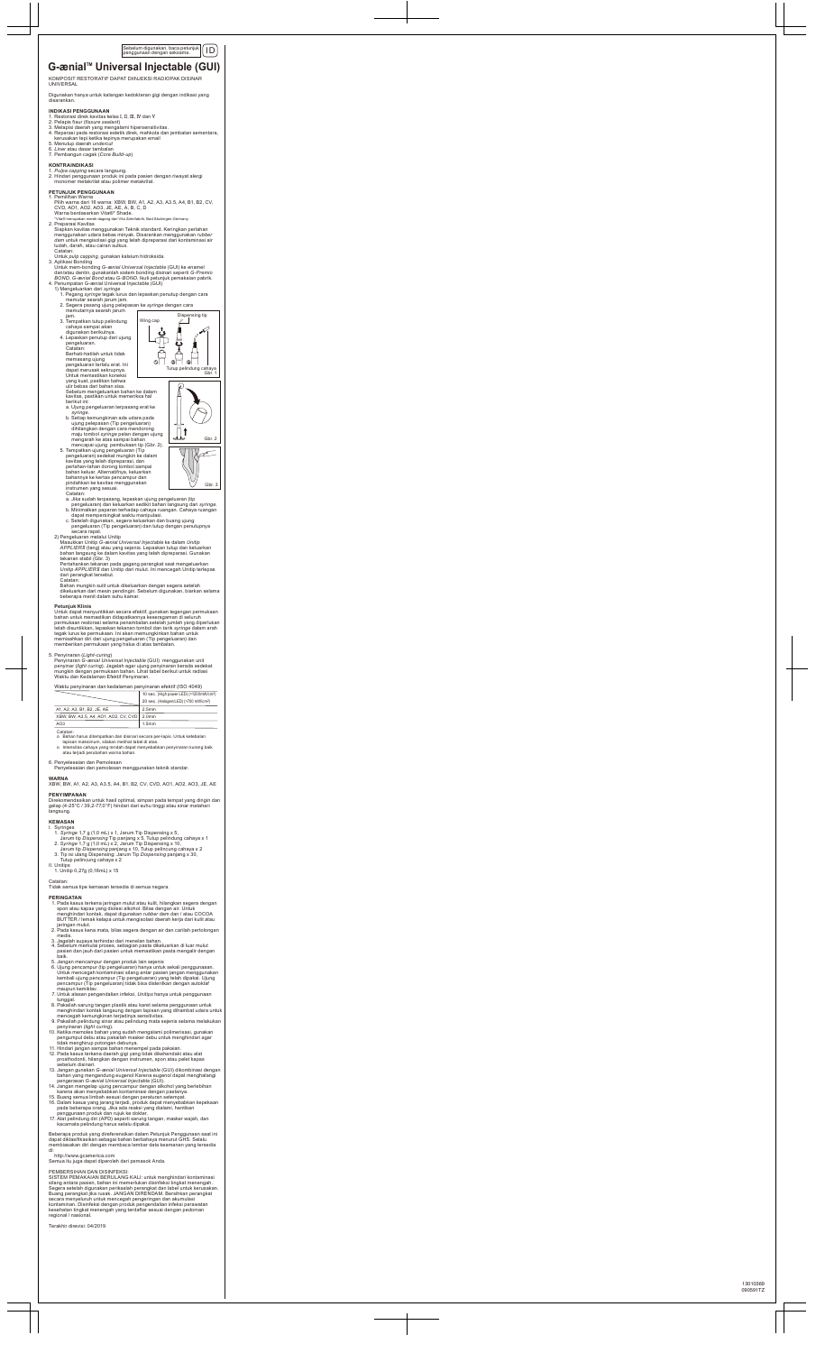Sebelum digunakan, baca petunjuk penggunaan dengan seksama. ID

# G-ænial™ Universal Injectable (GUI)

KOMPOSIT RESTORATIF DAPAT DIINJEKSI RADIOPAK DISINAR UNIVERSAL

Digunakan hanya untuk kalangan kedokteran gigi dengan indikasi yang disarankan.

## INDIKASI PENGGUNAAN

1. Restorasi direk kavitas kelas I, II, III, IV dan V
2. Pelapis fisur (fissure sealant)
3. Melapisi daerah yang mengalami hipersensitivitas.
4. Reparasi pada restorasi estetik direk, mahkota dan jembatan sementara, kerusakan tepi ketika lapisnya merupakan email
5. Menutup daerah *undercut*
6. *Liner* atau dasar tambalan
7. Pembangun cagak (*Core Build-up*)

## KONTRAINDIKASI

1. *Pulpa capping* secara langsung.
2. Hindari penggunaan produk ini pada pasien dengan riwayat alergi monomer metakrilat atau polimer metakrilat.

## PETUNJUK PENGGUNAAN

1. Pemilihan Warna
   Pilih warna dari 16 warna: XBW, BW, A1, A2, A3, A3.5, A4, B1, B2, CV, CVD, AO1, AO2, AO3, JE, AE, A, B, C, D
   Warna berdasarkan Vita® Shade.
   *Vita® merupakan merek dagang dari Vita Zahnfabrik, Bad Säckingen Germany.
2. Preparasi Kavitas
   Siapkan kavitas menggunakan Teknik standard. Keringkan perlahan menggunakan udara bebas minyak. Disarankan menggunakan *rubber dam* untuk mengisolasi gigi yang telah dipreparasi dari kontaminasi air ludah, darah, atau cairan sulkus.
   Catatan:
   Untuk *pulp capping*, gunakan kalsium hidroksida.
3. Aplikasi Bonding
   Untuk mem-bonding *G-ænial Universal Injectable* (GUI) ke enamel dan/atau dentin, gunakanlah sistem bonding disinari seperti *G-Premio BOND, G-ænial Bond* atau *G-BOND*. Ikuti petunjuk pemakaian pabrik.
4. Penumpatan G-ænial Universal Injectable (GUI)
   1) Mengeluarkan dari *syringe*
      1. Pegang *syringe* tegak lurus dan lepaskan penutup dengan cara memutar searah jarum jam.
      2. Segera pasang ujung pelepasan ke *syringe* dengan cara memutarnya searah jarum jam.
      3. Tempatkan tutup pelindung cahaya sampai akan digunakan berikutnya.
      4. Lepaskan penutup dari ujung pengeluaran.
         Catatan:
         Berhati-hatilah untuk tidak memasang ujung pengeluaran terlalu erat. Ini dapat merusak sekrupnya. Untuk memastikan koneksi yang kuat, pastikan bahwa ulir bebas dari bahan sisa.
         Sebelum mengeluarkan bahan ke dalam kavitas, pastikan untuk memeriksa hal berikut ini:
         a. Ujung pengeluaran terpasang erat ke *syringe*.
         b. Setiap kemungkinan ada udara pada ujung pelepasan (Tip pengeluaran) dihilangkan dengan cara mendorong maju tombol *syringe* pelan dengan ujung mengarah ke atas sampai bahan mencapai ujung pembukaan tip (Gbr. 2).
      5. Tempatkan ujung pengeluaran (Tip pengeluaran) sedekat mungkin ke dalam kavitas yang telah dipreparasi, dan perlahan-lahan dorong tombol sampai bahan keluar. Alternatifnya, keluarkan bahannya ke kertas pencampur dan pindahkan ke kavitas menggunakan instrumen yang sesuai.
         Catatan:
         a. Jika sudah terpasang, lepaskan ujung pengeluaran (tip pengeluaran) dan keluarkan sedikit bahan langsung dari *syringe*.
         b. Minimalkan paparan terhadap cahaya ruangan. Cahaya ruangan dapat mempersingkat waktu manipulasi.
         c. Setelah digunakan, segera keluarkan dan buang ujung pengeluaran (Tip pengeluaran) dan tutup dengan penutupnya secara rapat.

Wing cap
Dispensing tip
Tutup pelindung cahaya
Gbr. 1
Gbr. 2
Gbr. 3

   2) Pengeluaran melalui Unitip
      Masukkan Unitip *G-ænial Universal Injectable* ke dalam *Unitip APPLIER3* (tang) atau yang sejenis. Lepaskan tutup dan keluarkan bahan langsung ke dalam kavitas yang telah dipreparasi. Gunakan tekanan stabil (Gbr. 3)
      Pertahankan tekanan pada gagang perangkat saat mengeluarkan *Unitip APPLIER3* dan Unitip dari mulut. Ini mencegah Unitip terlepas dari perangkat tersebut.
      Catatan:
      Bahan mungkin sulit untuk dikeluarkan dengan segera setelah dikeluarkan dari mesin pendingin. Sebelum digunakan, biarkan selama beberapa menit dalam suhu kamar.

### Petunjuk Klinis

Untuk dapat menyuntikkan secara efektif, gunakan tegangan permukaan bahan untuk memastikan didapatkannya keseragaman di seluruh permukaan restorasi selama penambalan.setelah jumlah yang diperlukan telah disuntikkan, lepaskan tekanan tombol dan tarik *syringe* dalam arah tegak lurus ke permukaan. Ini akan memungkinkan bahan untuk memisahkan diri dari ujung pengeluaran (Tip pengeluaran) dan memberikan permukaan yang halus di atas tambalan.

5. Penyinaran (*Light-curing*)
   Penyinaran *G-ænial Universal Injectable* (GUI) menggunakan unit penyinar (*light curing*). Jagalah agar ujung penyinaran berada sedekat mungkin dengan permukaan bahan. Lihat tabel berikut untuk radiasi Waktu dan Kedalaman Efektif Penyinaran.

Waktu penyinaran dan kedalaman penyinaran efektif (ISO 4049)

| | 10 sec. (High power LED) (>1200mW/cm²) / 20 sec. (Halogen/LED) (>700 mW/cm²) |
|---|---|
| A1, A2, A3, B1, B2, JE, AE | 2.5mm |
| XBW, BW, A3.5, A4, AO1, AO2, CV, CVD | 2.0mm |
| AO3 | 1.5mm |

Catatan:
- Bahan harus ditempatkan dan disinari secara per-lapis. Untuk ketebalan lapisan maksimum, silakan melihat tabel di atas.
- Intensitas cahaya yang rendah dapat menyebabkan penyinaran kurang baik atau terjadi perubahan warna bahan.

6. Penyelesaian dan Pemolesan
   Penyelesaian dan pemolesan menggunakan teknik standar.

## WARNA

XBW, BW, A1, A2, A3, A3.5, A4, B1, B2, CV, CVD, AO1, AO2, AO3, JE, AE

## PENYIMPANAN

Direkomendasikan untuk hasil optimal, simpan pada tempat yang dingin dan gelap (4-25°C / 39.2-77.0°F) hindari dari suhu tinggi atau sinar matahari langsung.

## KEMASAN

I. Syringe
   1. *Syringe* 1,7 g (1,0 mL) x 1, Jarum Tip Dispensing x 5, Jarum tip *Dispensing* Tip panjang x 5, Tutup pelindung cahaya x 1
   2. *Syringe* 1,7 g (1,0 mL) x 2, Jarum Tip Dispensing x 10, Jarum tip *Dispensing* panjang x 10, Tutup pelincung cahaya x 2
   3. Tip isi ulang Dispensing: Jarum Tip *Dispensing* panjang x 30, Tutup pelincung cahaya x 2
II. Unitips
   1. Unitip 0,27g (0,16mL) x 15

Catatan:
Tidak semua tipe kemasan tersedia di semua negara.

## PERINGATAN

1. Pada kasus terkena jaringan mulut atau kulit, hilangkan segera dengan spon atau kapas yang dibasahi alkohol. Bilas dengan air. Untuk menghindari kontak, dapat digunakan *rubber dam* dan / atau COCOA BUTTER / lemak kelapa untuk mengisolasi daerah kerja dari kulit atau jaringan mulut.
2. Pada kasus kena mata, bilas segera dengan air dan carilah pertolongan medis.
3. Jagalah supaya terhindar dari menelan bahan.
4. Sebelum memulai proses, sebagian pasta dikeluarkan di luar mulut pasien dan jauh dari pasien untuk memastikan pasta mengalir dengan baik.
5. Jangan mencampur dengan produk lain sejenis.
6. Ujung pencampur (tip pengeluaran) hanya untuk sekali penggunaan. Untuk mencegah kontaminasi silang antar pasien jangan menggunakan kembali ujung pencampur (Tip pengeluaran) yang telah dipakai. Ujung pencampur (Tip pengeluaran) tidak bisa disterilkan dengan autoklaf maupun kemiklav.
7. Untuk alasan pengendalian infeksi, *Unitips* hanya untuk penggunaan tunggal.
8. Pakailah sarung tangan plastik atau karet selama penggunaan untuk menghindari kontak langsung dengan lapisan yang dihambat udara untuk mencegah kemungkinan terjadinya sensitivitas.
9. Pakailah pelindung sinar atau pelindung mata sejenis selama melakukan penyinaran (*light curing*).
10. Ketika memoles bahan yang sudah mengalami polimerisasi, gunakan pengumpul debu atau pakailah masker debu untuk menghindari agar tidak menghirup potongan debunya.
11. Hindari jangan sampai bahan menempel pada pakaian.
12. Pada kasus terkena daerah gigi yang tidak dikehendaki atau alat prosthodonti, hilangkan dengan instrumen, spon atau pelet kapas sebelum disinari.
13. Jangan gunakan *G-ænial Universal Injectable* (GUI) dikombinasi dengan bahan yang mengandung eugenol Karena eugenol dapat menghalangi pengerasan *G-ænial Universal Injectable* (GUI).
14. Jangan mengelap ujung pencampur dengan alkohol yang berlebihan karena akan menyebabkan kontaminasi dengan pastanya.
15. Buang semua limbah sesuai dengan peraturan setempat.
16. Dalam kasus yang jarang terjadi, produk dapat menyebabkan kepekaan pada beberapa orang. Jika ada reaksi yang dialami, hentikan penggunaan produk dan rujuk ke dokter.
17. Alat pelindung diri (APD) seperti sarung tangan, masker wajah, dan kacamata pelindung harus selalu dipakai.

Beberapa produk yang direferensikan dalam Petunjuk Penggunaan saat ini dapat diklasifikasikan sebagai bahan berbahaya menurut GHS. Selalu membiasakan diri dengan membaca lembar data keamanan yang tersedia di:

http://www.gcamerica.com

Semua itu juga dapat diperoleh dari pemasok Anda.

PEMBERSIHAN DAN DISINFEKSI:
SISTEM PEMAKAIAN BERULANG KALI: untuk menghindari kontaminasi silang antara pasien, bahan ini memerlukan disinfeksi tingkat menengah. Segera setelah digunakan periksalah perangkat dan tabel untuk kerusakan. Buang perangkat jika rusak. JANGAN DIRENDAM. Bersihkan perangkat secara menyeluruh untuk mencegah pengeringan dan akumulasi kontaminan. Disinfeksi dengan produk pengendalian infeksi perawatan kesehatan tingkat menengah yang terdaftar sesuai dengan pedoman regional / nasional.

Terakhir direvisi: 04/2019

13010369
090591TZ